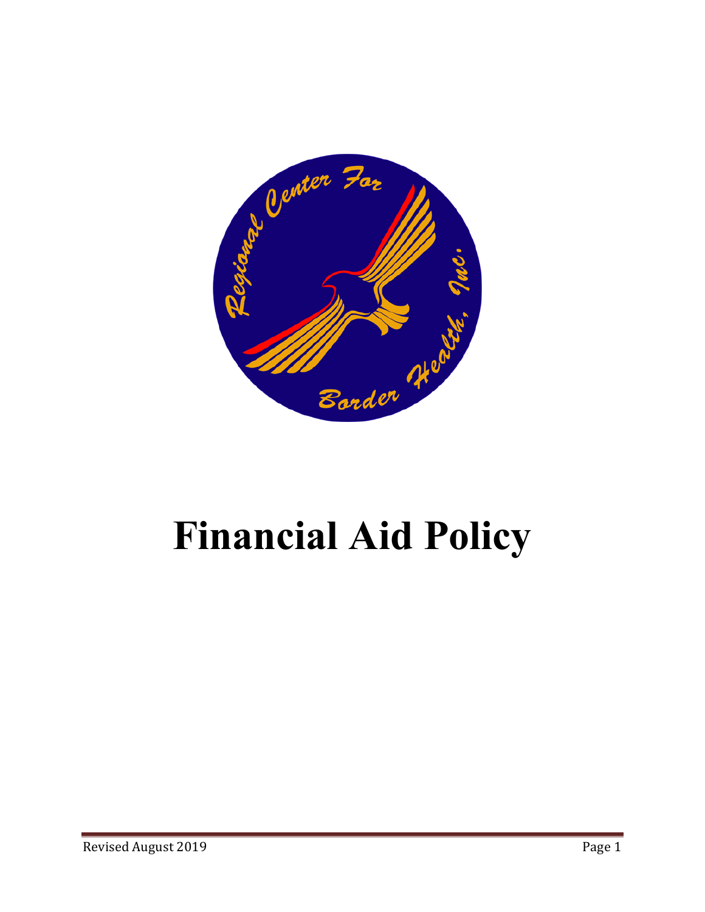# Financial Aid Policy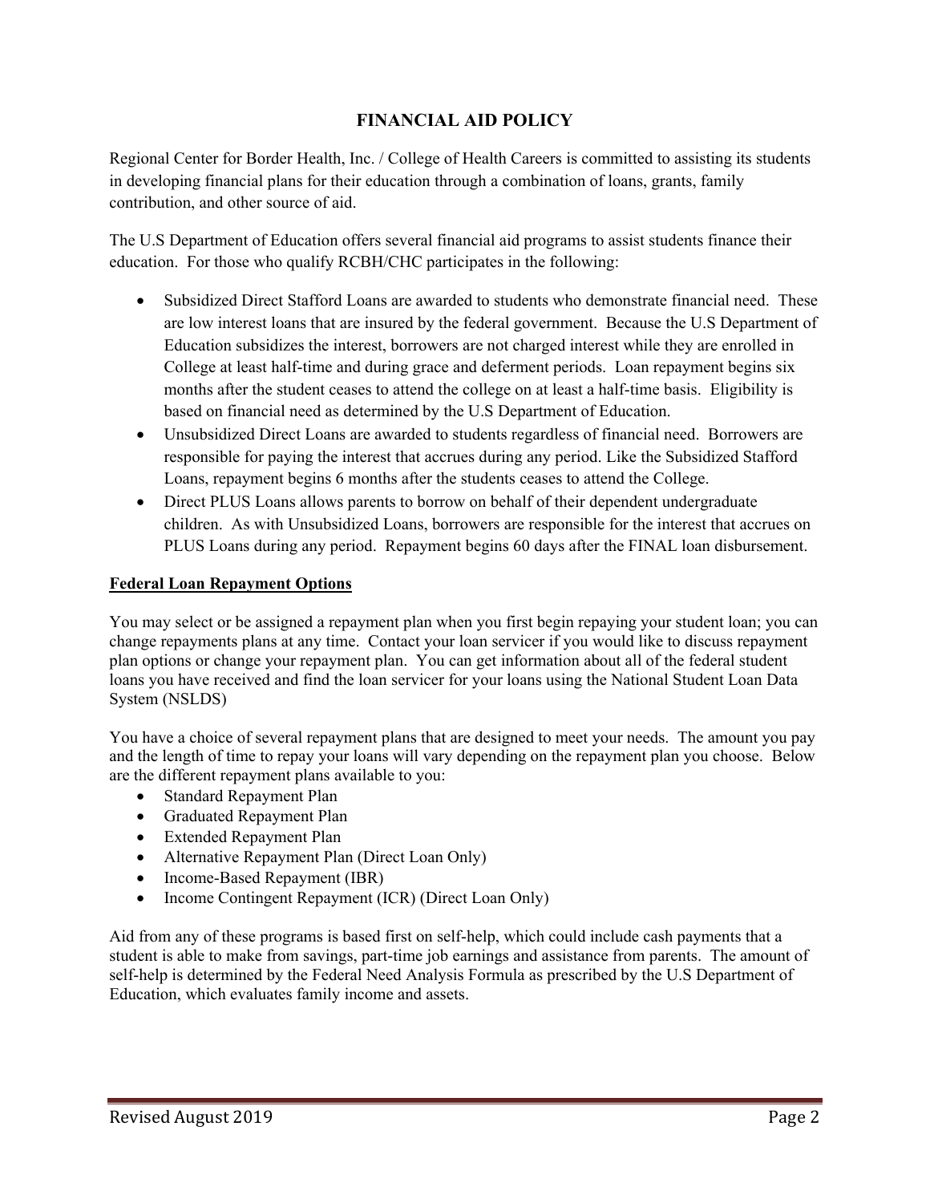# FINANCIAL AID POLICY

Regional Center for Border Health, Inc. / College of Health Careers is committed to assisting its students in developing financial plans for their education through a combination of loans, grants, family contribution, and other source of aid.

The U.S Department of Education offers several financial aid programs to assist students finance their education. For those who qualify RCBH/CHC participates in the following:

- Subsidized Direct Stafford Loans are awarded to students who demonstrate financial need. These are low interest loans that are insured by the federal government. Because the U.S Department of Education subsidizes the interest, borrowers are not charged interest while they are enrolled in College at least half-time and during grace and deferment periods. Loan repayment begins six months after the student ceases to attend the college on at least a half-time basis. Eligibility is based on financial need as determined by the U.S Department of Education.
- Unsubsidized Direct Loans are awarded to students regardless of financial need. Borrowers are responsible for paying the interest that accrues during any period. Like the Subsidized Stafford Loans, repayment begins 6 months after the students ceases to attend the College.
- Direct PLUS Loans allows parents to borrow on behalf of their dependent undergraduate children. As with Unsubsidized Loans, borrowers are responsible for the interest that accrues on PLUS Loans during any period. Repayment begins 60 days after the FINAL loan disbursement.

## Federal Loan Repayment Options

You may select or be assigned a repayment plan when you first begin repaying your student loan; you can change repayments plans at any time. Contact your loan servicer if you would like to discuss repayment plan options or change your repayment plan. You can get information about all of the federal student loans you have received and find the loan servicer for your loans using the National Student Loan Data System (NSLDS)

You have a choice of several repayment plans that are designed to meet your needs. The amount you pay and the length of time to repay your loans will vary depending on the repayment plan you choose. Below are the different repayment plans available to you:

- Standard Repayment Plan
- Graduated Repayment Plan
- Extended Repayment Plan
- Alternative Repayment Plan (Direct Loan Only)
- Income-Based Repayment (IBR)
- Income Contingent Repayment (ICR) (Direct Loan Only)

Aid from any of these programs is based first on self-help, which could include cash payments that a student is able to make from savings, part-time job earnings and assistance from parents. The amount of self-help is determined by the Federal Need Analysis Formula as prescribed by the U.S Department of Education, which evaluates family income and assets.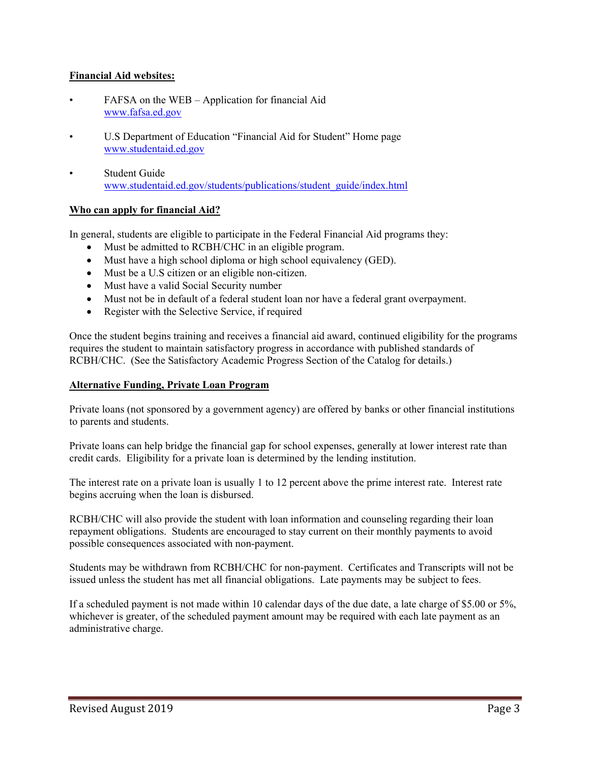**Financial Aid websites:**

- FAFSA on the WEB – Application for financial Aid
  www.fafsa.ed.gov
- U.S Department of Education "Financial Aid for Student" Home page
  www.studentaid.ed.gov
- Student Guide
  www.studentaid.ed.gov/students/publications/student_guide/index.html

**Who can apply for financial Aid?**

In general, students are eligible to participate in the Federal Financial Aid programs they:

- Must be admitted to RCBH/CHC in an eligible program.
- Must have a high school diploma or high school equivalency (GED).
- Must be a U.S citizen or an eligible non-citizen.
- Must have a valid Social Security number
- Must not be in default of a federal student loan nor have a federal grant overpayment.
- Register with the Selective Service, if required

Once the student begins training and receives a financial aid award, continued eligibility for the programs requires the student to maintain satisfactory progress in accordance with published standards of RCBH/CHC. (See the Satisfactory Academic Progress Section of the Catalog for details.)

**Alternative Funding, Private Loan Program**

Private loans (not sponsored by a government agency) are offered by banks or other financial institutions to parents and students.

Private loans can help bridge the financial gap for school expenses, generally at lower interest rate than credit cards. Eligibility for a private loan is determined by the lending institution.

The interest rate on a private loan is usually 1 to 12 percent above the prime interest rate. Interest rate begins accruing when the loan is disbursed.

RCBH/CHC will also provide the student with loan information and counseling regarding their loan repayment obligations. Students are encouraged to stay current on their monthly payments to avoid possible consequences associated with non-payment.

Students may be withdrawn from RCBH/CHC for non-payment. Certificates and Transcripts will not be issued unless the student has met all financial obligations. Late payments may be subject to fees.

If a scheduled payment is not made within 10 calendar days of the due date, a late charge of $5.00 or 5%, whichever is greater, of the scheduled payment amount may be required with each late payment as an administrative charge.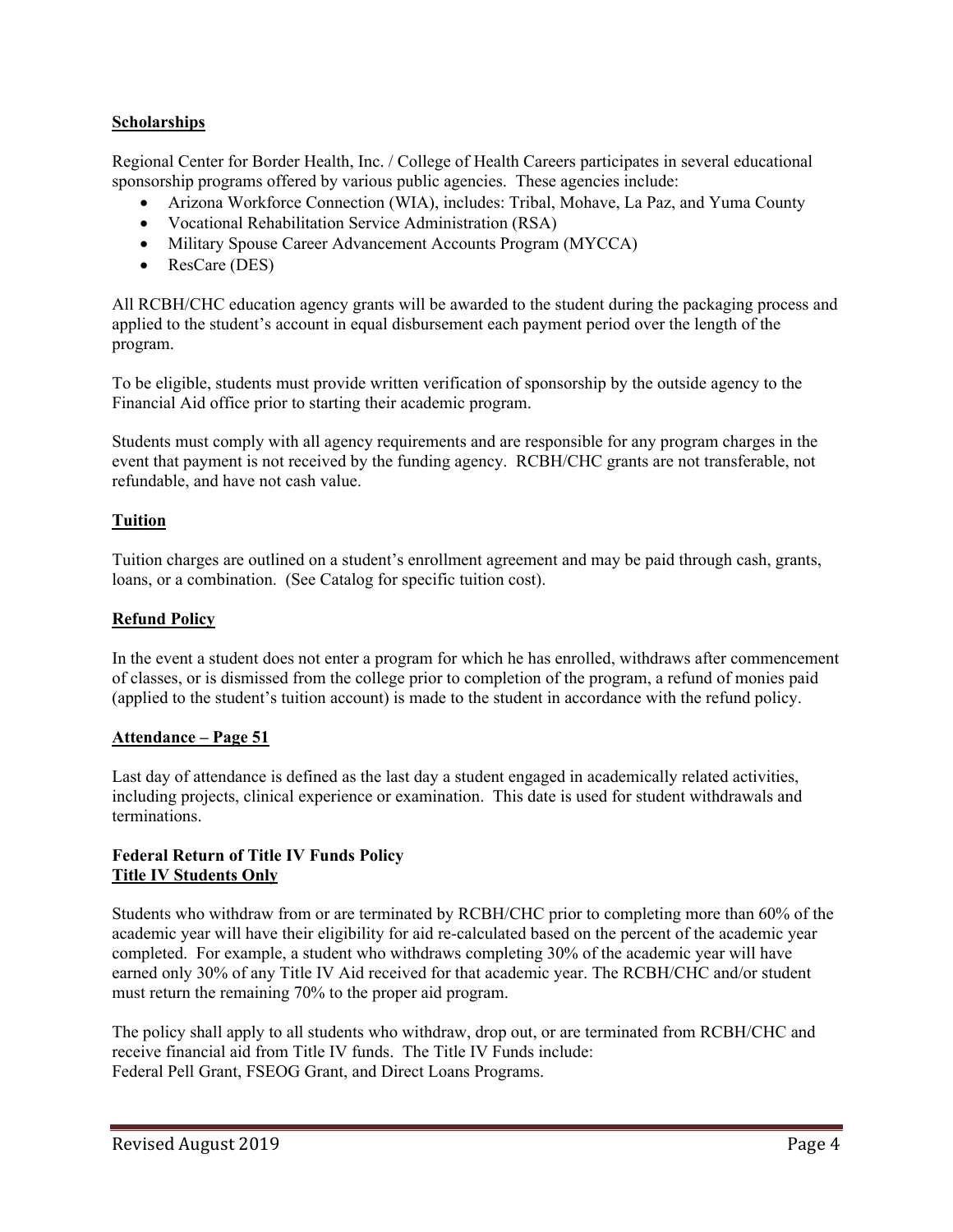**Scholarships**

Regional Center for Border Health, Inc. / College of Health Careers participates in several educational sponsorship programs offered by various public agencies. These agencies include:

- Arizona Workforce Connection (WIA), includes: Tribal, Mohave, La Paz, and Yuma County
- Vocational Rehabilitation Service Administration (RSA)
- Military Spouse Career Advancement Accounts Program (MYCCA)
- ResCare (DES)

All RCBH/CHC education agency grants will be awarded to the student during the packaging process and applied to the student's account in equal disbursement each payment period over the length of the program.

To be eligible, students must provide written verification of sponsorship by the outside agency to the Financial Aid office prior to starting their academic program.

Students must comply with all agency requirements and are responsible for any program charges in the event that payment is not received by the funding agency. RCBH/CHC grants are not transferable, not refundable, and have not cash value.

**Tuition**

Tuition charges are outlined on a student's enrollment agreement and may be paid through cash, grants, loans, or a combination. (See Catalog for specific tuition cost).

**Refund Policy**

In the event a student does not enter a program for which he has enrolled, withdraws after commencement of classes, or is dismissed from the college prior to completion of the program, a refund of monies paid (applied to the student's tuition account) is made to the student in accordance with the refund policy.

**Attendance – Page 51**

Last day of attendance is defined as the last day a student engaged in academically related activities, including projects, clinical experience or examination. This date is used for student withdrawals and terminations.

**Federal Return of Title IV Funds Policy**
**Title IV Students Only**

Students who withdraw from or are terminated by RCBH/CHC prior to completing more than 60% of the academic year will have their eligibility for aid re-calculated based on the percent of the academic year completed. For example, a student who withdraws completing 30% of the academic year will have earned only 30% of any Title IV Aid received for that academic year. The RCBH/CHC and/or student must return the remaining 70% to the proper aid program.

The policy shall apply to all students who withdraw, drop out, or are terminated from RCBH/CHC and receive financial aid from Title IV funds. The Title IV Funds include:
Federal Pell Grant, FSEOG Grant, and Direct Loans Programs.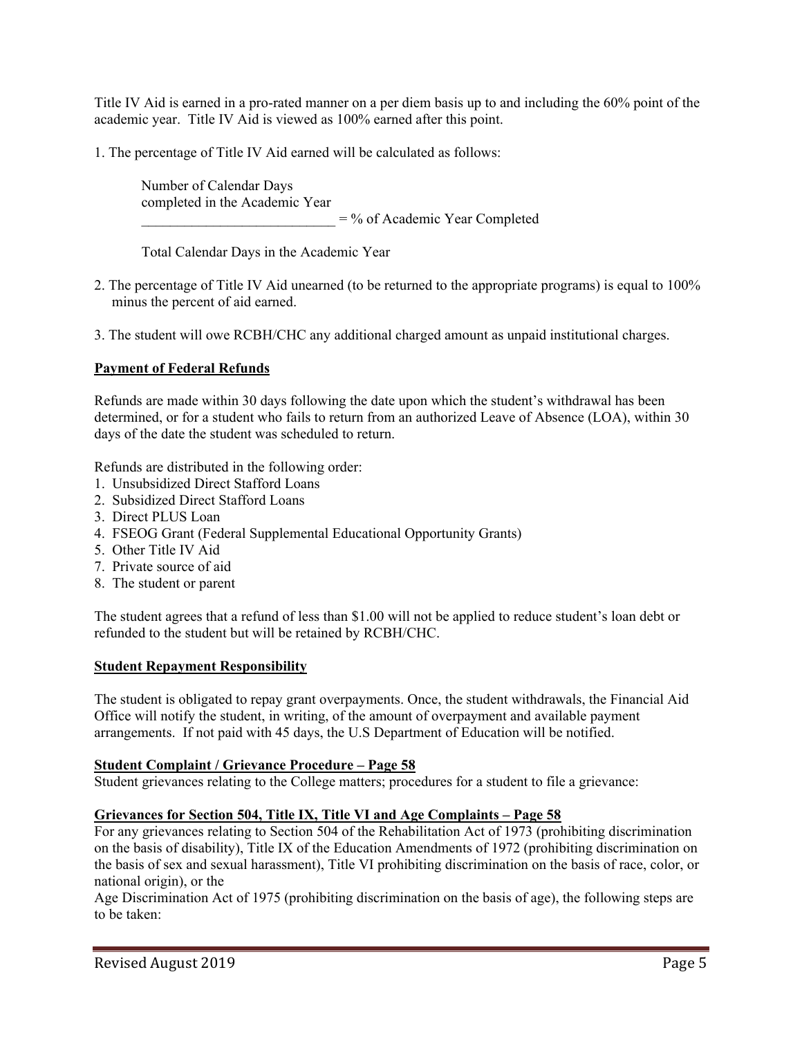Title IV Aid is earned in a pro-rated manner on a per diem basis up to and including the 60% point of the academic year. Title IV Aid is viewed as 100% earned after this point.

1. The percentage of Title IV Aid earned will be calculated as follows:

$$\frac{\text{Number of Calendar Days completed in the Academic Year}}{\text{Total Calendar Days in the Academic Year}} = \text{\% of Academic Year Completed}$$

2. The percentage of Title IV Aid unearned (to be returned to the appropriate programs) is equal to 100% minus the percent of aid earned.

3. The student will owe RCBH/CHC any additional charged amount as unpaid institutional charges.

**Payment of Federal Refunds**

Refunds are made within 30 days following the date upon which the student's withdrawal has been determined, or for a student who fails to return from an authorized Leave of Absence (LOA), within 30 days of the date the student was scheduled to return.

Refunds are distributed in the following order:

1. Unsubsidized Direct Stafford Loans
2. Subsidized Direct Stafford Loans
3. Direct PLUS Loan
4. FSEOG Grant (Federal Supplemental Educational Opportunity Grants)
5. Other Title IV Aid
7. Private source of aid
8. The student or parent

The student agrees that a refund of less than $1.00 will not be applied to reduce student's loan debt or refunded to the student but will be retained by RCBH/CHC.

**Student Repayment Responsibility**

The student is obligated to repay grant overpayments. Once, the student withdrawals, the Financial Aid Office will notify the student, in writing, of the amount of overpayment and available payment arrangements. If not paid with 45 days, the U.S Department of Education will be notified.

**Student Complaint / Grievance Procedure – Page 58**

Student grievances relating to the College matters; procedures for a student to file a grievance:

**Grievances for Section 504, Title IX, Title VI and Age Complaints – Page 58**

For any grievances relating to Section 504 of the Rehabilitation Act of 1973 (prohibiting discrimination on the basis of disability), Title IX of the Education Amendments of 1972 (prohibiting discrimination on the basis of sex and sexual harassment), Title VI prohibiting discrimination on the basis of race, color, or national origin), or the

Age Discrimination Act of 1975 (prohibiting discrimination on the basis of age), the following steps are to be taken: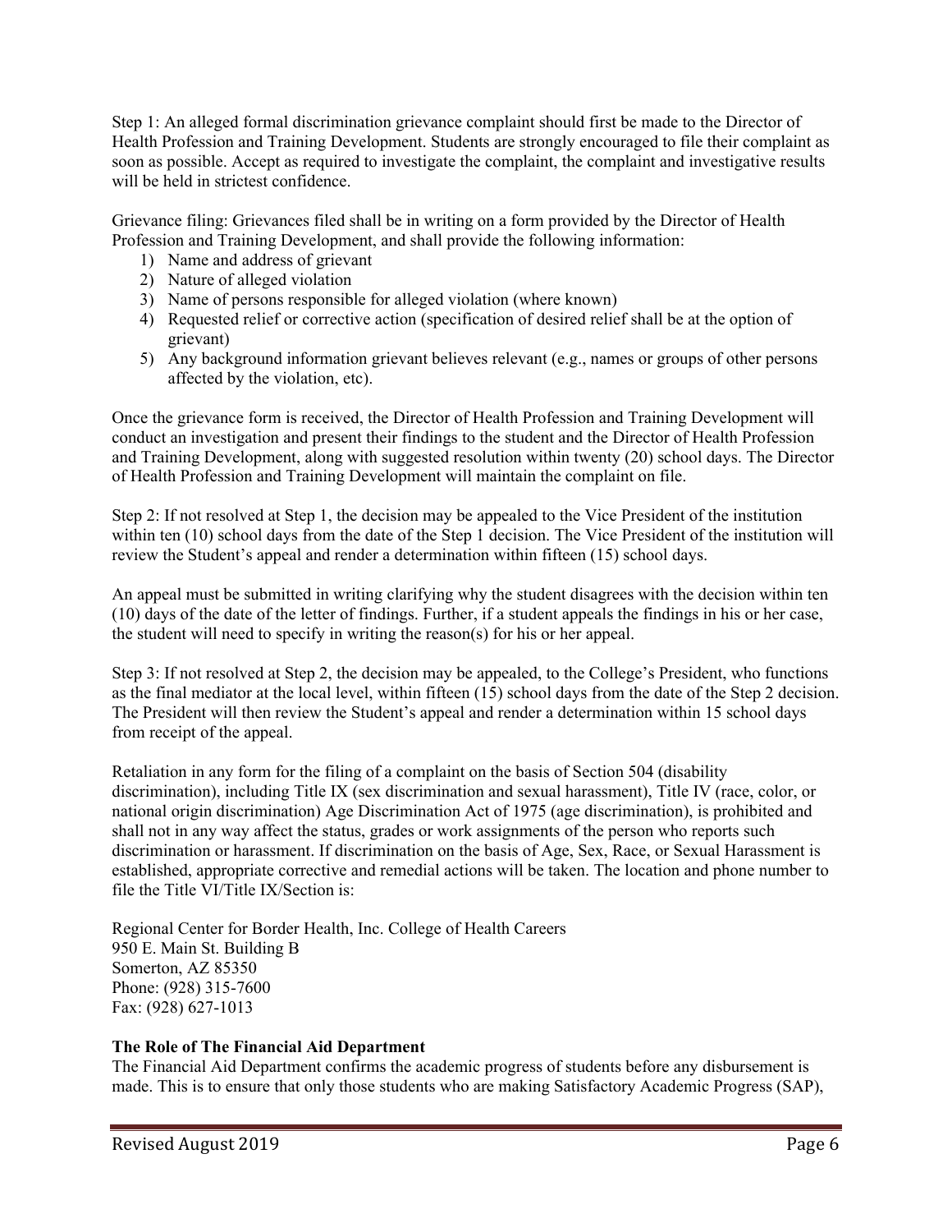Step 1: An alleged formal discrimination grievance complaint should first be made to the Director of Health Profession and Training Development. Students are strongly encouraged to file their complaint as soon as possible. Accept as required to investigate the complaint, the complaint and investigative results will be held in strictest confidence.

Grievance filing: Grievances filed shall be in writing on a form provided by the Director of Health Profession and Training Development, and shall provide the following information:

1) Name and address of grievant
2) Nature of alleged violation
3) Name of persons responsible for alleged violation (where known)
4) Requested relief or corrective action (specification of desired relief shall be at the option of grievant)
5) Any background information grievant believes relevant (e.g., names or groups of other persons affected by the violation, etc).

Once the grievance form is received, the Director of Health Profession and Training Development will conduct an investigation and present their findings to the student and the Director of Health Profession and Training Development, along with suggested resolution within twenty (20) school days. The Director of Health Profession and Training Development will maintain the complaint on file.

Step 2: If not resolved at Step 1, the decision may be appealed to the Vice President of the institution within ten (10) school days from the date of the Step 1 decision. The Vice President of the institution will review the Student's appeal and render a determination within fifteen (15) school days.

An appeal must be submitted in writing clarifying why the student disagrees with the decision within ten (10) days of the date of the letter of findings. Further, if a student appeals the findings in his or her case, the student will need to specify in writing the reason(s) for his or her appeal.

Step 3: If not resolved at Step 2, the decision may be appealed, to the College's President, who functions as the final mediator at the local level, within fifteen (15) school days from the date of the Step 2 decision. The President will then review the Student's appeal and render a determination within 15 school days from receipt of the appeal.

Retaliation in any form for the filing of a complaint on the basis of Section 504 (disability discrimination), including Title IX (sex discrimination and sexual harassment), Title IV (race, color, or national origin discrimination) Age Discrimination Act of 1975 (age discrimination), is prohibited and shall not in any way affect the status, grades or work assignments of the person who reports such discrimination or harassment. If discrimination on the basis of Age, Sex, Race, or Sexual Harassment is established, appropriate corrective and remedial actions will be taken. The location and phone number to file the Title VI/Title IX/Section is:

Regional Center for Border Health, Inc. College of Health Careers
950 E. Main St. Building B
Somerton, AZ 85350
Phone: (928) 315-7600
Fax: (928) 627-1013

**The Role of The Financial Aid Department**

The Financial Aid Department confirms the academic progress of students before any disbursement is made. This is to ensure that only those students who are making Satisfactory Academic Progress (SAP),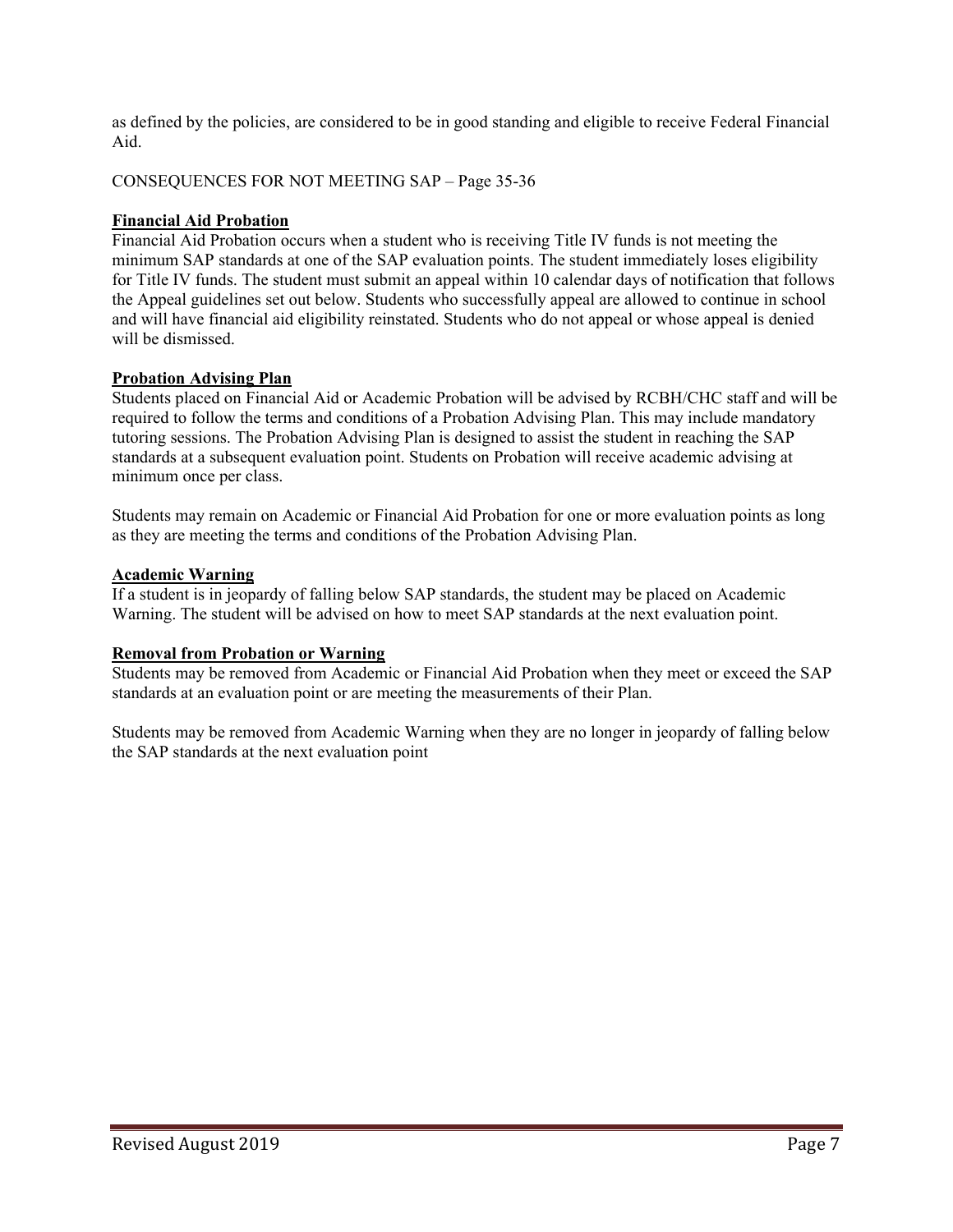as defined by the policies, are considered to be in good standing and eligible to receive Federal Financial Aid.

CONSEQUENCES FOR NOT MEETING SAP – Page 35-36

**Financial Aid Probation**
Financial Aid Probation occurs when a student who is receiving Title IV funds is not meeting the minimum SAP standards at one of the SAP evaluation points. The student immediately loses eligibility for Title IV funds. The student must submit an appeal within 10 calendar days of notification that follows the Appeal guidelines set out below. Students who successfully appeal are allowed to continue in school and will have financial aid eligibility reinstated. Students who do not appeal or whose appeal is denied will be dismissed.

**Probation Advising Plan**
Students placed on Financial Aid or Academic Probation will be advised by RCBH/CHC staff and will be required to follow the terms and conditions of a Probation Advising Plan. This may include mandatory tutoring sessions. The Probation Advising Plan is designed to assist the student in reaching the SAP standards at a subsequent evaluation point. Students on Probation will receive academic advising at minimum once per class.

Students may remain on Academic or Financial Aid Probation for one or more evaluation points as long as they are meeting the terms and conditions of the Probation Advising Plan.

**Academic Warning**
If a student is in jeopardy of falling below SAP standards, the student may be placed on Academic Warning. The student will be advised on how to meet SAP standards at the next evaluation point.

**Removal from Probation or Warning**
Students may be removed from Academic or Financial Aid Probation when they meet or exceed the SAP standards at an evaluation point or are meeting the measurements of their Plan.

Students may be removed from Academic Warning when they are no longer in jeopardy of falling below the SAP standards at the next evaluation point